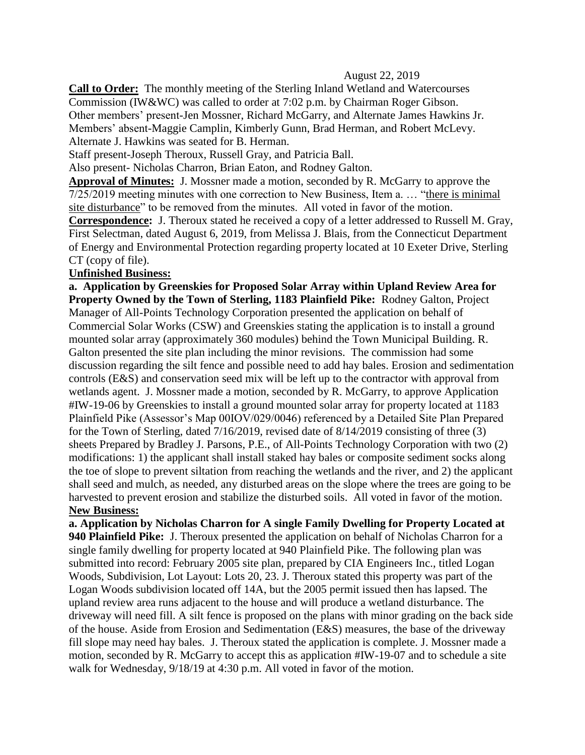August 22, 2019

**Call to Order:** The monthly meeting of the Sterling Inland Wetland and Watercourses Commission (IW&WC) was called to order at 7:02 p.m. by Chairman Roger Gibson.
Other members' present-Jen Mossner, Richard McGarry, and Alternate James Hawkins Jr.
Members' absent-Maggie Camplin, Kimberly Gunn, Brad Herman, and Robert McLevy.
Alternate J. Hawkins was seated for B. Herman.
Staff present-Joseph Theroux, Russell Gray, and Patricia Ball.
Also present- Nicholas Charron, Brian Eaton, and Rodney Galton.

**Approval of Minutes:** J. Mossner made a motion, seconded by R. McGarry to approve the 7/25/2019 meeting minutes with one correction to New Business, Item a. … "there is minimal site disturbance" to be removed from the minutes. All voted in favor of the motion.

**Correspondence:** J. Theroux stated he received a copy of a letter addressed to Russell M. Gray, First Selectman, dated August 6, 2019, from Melissa J. Blais, from the Connecticut Department of Energy and Environmental Protection regarding property located at 10 Exeter Drive, Sterling CT (copy of file).

**Unfinished Business:**

**a. Application by Greenskies for Proposed Solar Array within Upland Review Area for Property Owned by the Town of Sterling, 1183 Plainfield Pike:** Rodney Galton, Project Manager of All-Points Technology Corporation presented the application on behalf of Commercial Solar Works (CSW) and Greenskies stating the application is to install a ground mounted solar array (approximately 360 modules) behind the Town Municipal Building. R. Galton presented the site plan including the minor revisions. The commission had some discussion regarding the silt fence and possible need to add hay bales. Erosion and sedimentation controls (E&S) and conservation seed mix will be left up to the contractor with approval from wetlands agent. J. Mossner made a motion, seconded by R. McGarry, to approve Application #IW-19-06 by Greenskies to install a ground mounted solar array for property located at 1183 Plainfield Pike (Assessor's Map 00IOV/029/0046) referenced by a Detailed Site Plan Prepared for the Town of Sterling, dated 7/16/2019, revised date of 8/14/2019 consisting of three (3) sheets Prepared by Bradley J. Parsons, P.E., of All-Points Technology Corporation with two (2) modifications: 1) the applicant shall install staked hay bales or composite sediment socks along the toe of slope to prevent siltation from reaching the wetlands and the river, and 2) the applicant shall seed and mulch, as needed, any disturbed areas on the slope where the trees are going to be harvested to prevent erosion and stabilize the disturbed soils. All voted in favor of the motion.

**New Business:**

**a. Application by Nicholas Charron for A single Family Dwelling for Property Located at 940 Plainfield Pike:** J. Theroux presented the application on behalf of Nicholas Charron for a single family dwelling for property located at 940 Plainfield Pike. The following plan was submitted into record: February 2005 site plan, prepared by CIA Engineers Inc., titled Logan Woods, Subdivision, Lot Layout: Lots 20, 23. J. Theroux stated this property was part of the Logan Woods subdivision located off 14A, but the 2005 permit issued then has lapsed. The upland review area runs adjacent to the house and will produce a wetland disturbance. The driveway will need fill. A silt fence is proposed on the plans with minor grading on the back side of the house. Aside from Erosion and Sedimentation (E&S) measures, the base of the driveway fill slope may need hay bales. J. Theroux stated the application is complete. J. Mossner made a motion, seconded by R. McGarry to accept this as application #IW-19-07 and to schedule a site walk for Wednesday, 9/18/19 at 4:30 p.m. All voted in favor of the motion.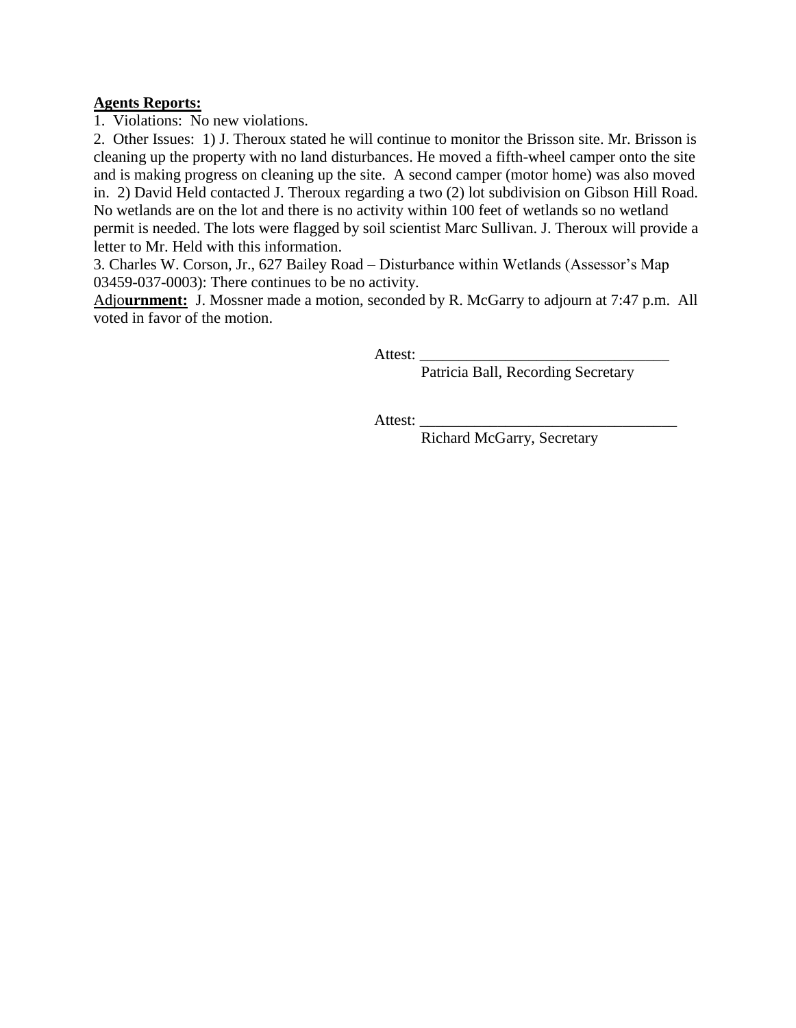**Agents Reports:**

1. Violations: No new violations.
2. Other Issues: 1) J. Theroux stated he will continue to monitor the Brisson site. Mr. Brisson is cleaning up the property with no land disturbances. He moved a fifth-wheel camper onto the site and is making progress on cleaning up the site. A second camper (motor home) was also moved in. 2) David Held contacted J. Theroux regarding a two (2) lot subdivision on Gibson Hill Road. No wetlands are on the lot and there is no activity within 100 feet of wetlands so no wetland permit is needed. The lots were flagged by soil scientist Marc Sullivan. J. Theroux will provide a letter to Mr. Held with this information.
3. Charles W. Corson, Jr., 627 Bailey Road – Disturbance within Wetlands (Assessor's Map 03459-037-0003): There continues to be no activity.

Adjo**urnment:** J. Mossner made a motion, seconded by R. McGarry to adjourn at 7:47 p.m. All voted in favor of the motion.

Attest: _______________________________
Patricia Ball, Recording Secretary

Attest: _______________________________
Richard McGarry, Secretary